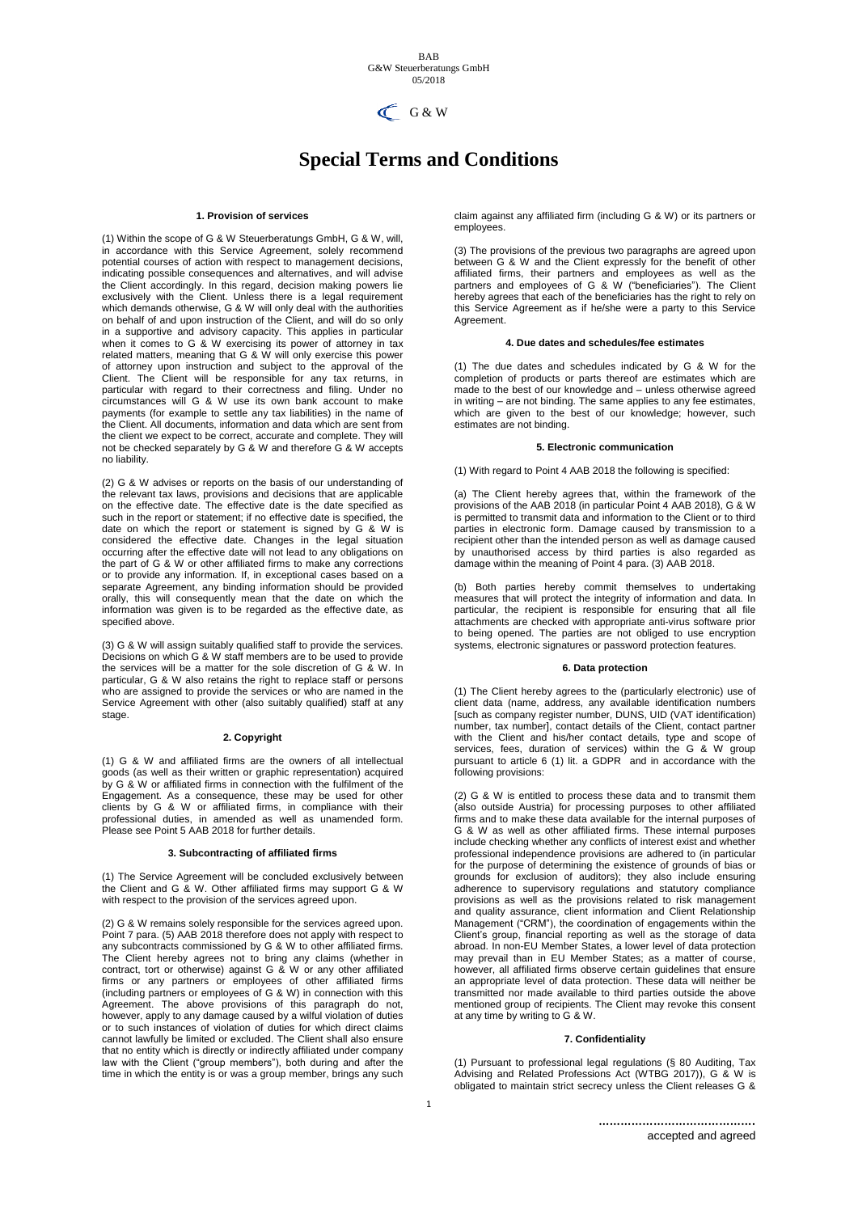# Special Terms and Conditions

### 1. Provision of services

(1) Within the scope of G & W Steuerberatungs GmbH, G & W, will, in accordance with this Service Agreement, solely recommend potential courses of action with respect to management decisions, indicating possible consequences and alternatives, and will advise the Client accordingly. In this regard, decision making powers lie exclusively with the Client. Unless there is a legal requirement which demands otherwise, G & W will only deal with the authorities on behalf of and upon instruction of the Client, and will do so only in a supportive and advisory capacity. This applies in particular when it comes to G & W exercising its power of attorney in tax related matters, meaning that G & W will only exercise this power of attorney upon instruction and subject to the approval of the Client. The Client will be responsible for any tax returns, in particular with regard to their correctness and filing. Under no circumstances will G & W use its own bank account to make payments (for example to settle any tax liabilities) in the name of the Client. All documents, information and data which are sent from the client we expect to be correct, accurate and complete. They will not be checked separately by G & W and therefore G & W accepts no liability.

(2) G & W advises or reports on the basis of our understanding of the relevant tax laws, provisions and decisions that are applicable on the effective date. The effective date is the date specified as such in the report or statement; if no effective date is specified, the date on which the report or statement is signed by G & W is considered the effective date. Changes in the legal situation occurring after the effective date will not lead to any obligations on the part of G & W or other affiliated firms to make any corrections or to provide any information. If, in exceptional cases based on a separate Agreement, any binding information should be provided orally, this will consequently mean that the date on which the information was given is to be regarded as the effective date, as specified above.

(3) G & W will assign suitably qualified staff to provide the services. Decisions on which G & W staff members are to be used to provide the services will be a matter for the sole discretion of G & W. In particular, G & W also retains the right to replace staff or persons who are assigned to provide the services or who are named in the Service Agreement with other (also suitably qualified) staff at any stage.

### 2. Copyright

(1) G & W and affiliated firms are the owners of all intellectual goods (as well as their written or graphic representation) acquired by G & W or affiliated firms in connection with the fulfilment of the Engagement. As a consequence, these may be used for other clients by G & W or affiliated firms, in compliance with their professional duties, in amended as well as unamended form. Please see Point 5 AAB 2018 for further details.

### 3. Subcontracting of affiliated firms

(1) The Service Agreement will be concluded exclusively between the Client and G & W. Other affiliated firms may support G & W with respect to the provision of the services agreed upon.

(2) G & W remains solely responsible for the services agreed upon. Point 7 para. (5) AAB 2018 therefore does not apply with respect to any subcontracts commissioned by G & W to other affiliated firms. The Client hereby agrees not to bring any claims (whether in contract, tort or otherwise) against G & W or any other affiliated firms or any partners or employees of other affiliated firms (including partners or employees of G & W) in connection with this Agreement. The above provisions of this paragraph do not, however, apply to any damage caused by a wilful violation of duties or to such instances of violation of duties for which direct claims cannot lawfully be limited or excluded. The Client shall also ensure that no entity which is directly or indirectly affiliated under company law with the Client ("group members"), both during and after the time in which the entity is or was a group member, brings any such claim against any affiliated firm (including G & W) or its partners or employees.

(3) The provisions of the previous two paragraphs are agreed upon between G & W and the Client expressly for the benefit of other affiliated firms, their partners and employees as well as the partners and employees of G & W ("beneficiaries"). The Client hereby agrees that each of the beneficiaries has the right to rely on this Service Agreement as if he/she were a party to this Service Agreement.

### 4. Due dates and schedules/fee estimates

(1) The due dates and schedules indicated by G & W for the completion of products or parts thereof are estimates which are made to the best of our knowledge and – unless otherwise agreed in writing – are not binding. The same applies to any fee estimates, which are given to the best of our knowledge; however, such estimates are not binding.

### 5. Electronic communication

(1) With regard to Point 4 AAB 2018 the following is specified:

(a) The Client hereby agrees that, within the framework of the provisions of the AAB 2018 (in particular Point 4 AAB 2018), G & W is permitted to transmit data and information to the Client or to third parties in electronic form. Damage caused by transmission to a recipient other than the intended person as well as damage caused by unauthorised access by third parties is also regarded as damage within the meaning of Point 4 para. (3) AAB 2018.

(b) Both parties hereby commit themselves to undertaking measures that will protect the integrity of information and data. In particular, the recipient is responsible for ensuring that all file attachments are checked with appropriate anti-virus software prior to being opened. The parties are not obliged to use encryption systems, electronic signatures or password protection features.

### 6. Data protection

(1) The Client hereby agrees to the (particularly electronic) use of client data (name, address, any available identification numbers [such as company register number, DUNS, UID (VAT identification) number, tax number], contact details of the Client, contact partner with the Client and his/her contact details, type and scope of services, fees, duration of services) within the G & W group pursuant to article 6 (1) lit. a GDPR and in accordance with the following provisions:

(2) G & W is entitled to process these data and to transmit them (also outside Austria) for processing purposes to other affiliated firms and to make these data available for the internal purposes of G & W as well as other affiliated firms. These internal purposes include checking whether any conflicts of interest exist and whether professional independence provisions are adhered to (in particular for the purpose of determining the existence of grounds of bias or grounds for exclusion of auditors); they also include ensuring adherence to supervisory regulations and statutory compliance provisions as well as the provisions related to risk management and quality assurance, client information and Client Relationship Management ("CRM"), the coordination of engagements within the Client's group, financial reporting as well as the storage of data abroad. In non-EU Member States, a lower level of data protection may prevail than in EU Member States; as a matter of course, however, all affiliated firms observe certain guidelines that ensure an appropriate level of data protection. These data will neither be transmitted nor made available to third parties outside the above mentioned group of recipients. The Client may revoke this consent at any time by writing to G & W.

### 7. Confidentiality

(1) Pursuant to professional legal regulations (§ 80 Auditing, Tax Advising and Related Professions Act (WTBG 2017)), G & W is obligated to maintain strict secrecy unless the Client releases G &

……………………………………
accepted and agreed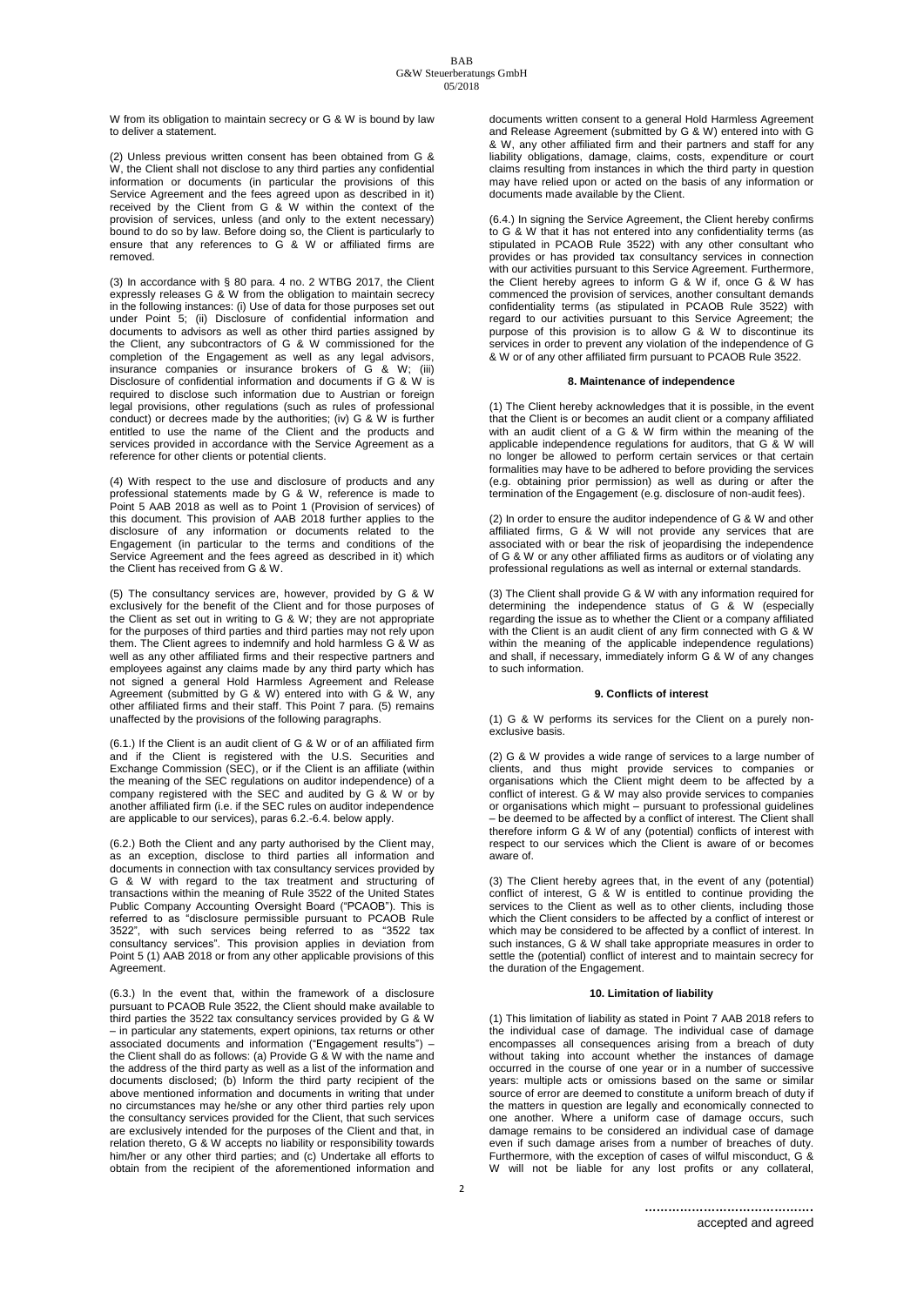W from its obligation to maintain secrecy or G & W is bound by law to deliver a statement.

(2) Unless previous written consent has been obtained from G & W, the Client shall not disclose to any third parties any confidential information or documents (in particular the provisions of this Service Agreement and the fees agreed upon as described in it) received by the Client from G & W within the context of the provision of services, unless (and only to the extent necessary) bound to do so by law. Before doing so, the Client is particularly to ensure that any references to G & W or affiliated firms are removed.

(3) In accordance with § 80 para. 4 no. 2 WTBG 2017, the Client expressly releases G & W from the obligation to maintain secrecy in the following instances: (i) Use of data for those purposes set out under Point 5; (ii) Disclosure of confidential information and documents to advisors as well as other third parties assigned by the Client, any subcontractors of G & W commissioned for the completion of the Engagement as well as any legal advisors, insurance companies or insurance brokers of G & W; (iii) Disclosure of confidential information and documents if G & W is required to disclose such information due to Austrian or foreign legal provisions, other regulations (such as rules of professional conduct) or decrees made by the authorities; (iv) G & W is further entitled to use the name of the Client and the products and services provided in accordance with the Service Agreement as a reference for other clients or potential clients.

(4) With respect to the use and disclosure of products and any professional statements made by G & W, reference is made to Point 5 AAB 2018 as well as to Point 1 (Provision of services) of this document. This provision of AAB 2018 further applies to the disclosure of any information or documents related to the Engagement (in particular to the terms and conditions of the Service Agreement and the fees agreed as described in it) which the Client has received from G & W.

(5) The consultancy services are, however, provided by G & W exclusively for the benefit of the Client and for those purposes of the Client as set out in writing to G & W; they are not appropriate for the purposes of third parties and third parties may not rely upon them. The Client agrees to indemnify and hold harmless G & W as well as any other affiliated firms and their respective partners and employees against any claims made by any third party which has not signed a general Hold Harmless Agreement and Release Agreement (submitted by G & W) entered into with G & W, any other affiliated firms and their staff. This Point 7 para. (5) remains unaffected by the provisions of the following paragraphs.

(6.1.) If the Client is an audit client of G & W or of an affiliated firm and if the Client is registered with the U.S. Securities and Exchange Commission (SEC), or if the Client is an affiliate (within the meaning of the SEC regulations on auditor independence) of a company registered with the SEC and audited by G & W or by another affiliated firm (i.e. if the SEC rules on auditor independence are applicable to our services), paras 6.2.-6.4. below apply.

(6.2.) Both the Client and any party authorised by the Client may, as an exception, disclose to third parties all information and documents in connection with tax consultancy services provided by G & W with regard to the tax treatment and structuring of transactions within the meaning of Rule 3522 of the United States Public Company Accounting Oversight Board ("PCAOB"). This is referred to as "disclosure permissible pursuant to PCAOB Rule 3522", with such services being referred to as "3522 tax consultancy services". This provision applies in deviation from Point 5 (1) AAB 2018 or from any other applicable provisions of this Agreement.

(6.3.) In the event that, within the framework of a disclosure pursuant to PCAOB Rule 3522, the Client should make available to third parties the 3522 tax consultancy services provided by G & W – in particular any statements, expert opinions, tax returns or other associated documents and information ("Engagement results") – the Client shall do as follows: (a) Provide G & W with the name and the address of the third party as well as a list of the information and documents disclosed; (b) Inform the third party recipient of the above mentioned information and documents in writing that under no circumstances may he/she or any other third parties rely upon the consultancy services provided for the Client, that such services are exclusively intended for the purposes of the Client and that, in relation thereto, G & W accepts no liability or responsibility towards him/her or any other third parties; and (c) Undertake all efforts to obtain from the recipient of the aforementioned information and documents written consent to a general Hold Harmless Agreement and Release Agreement (submitted by G & W) entered into with G & W, any other affiliated firm and their partners and staff for any liability obligations, damage, claims, costs, expenditure or court claims resulting from instances in which the third party in question may have relied upon or acted on the basis of any information or documents made available by the Client.

(6.4.) In signing the Service Agreement, the Client hereby confirms to G & W that it has not entered into any confidentiality terms (as stipulated in PCAOB Rule 3522) with any other consultant who provides or has provided tax consultancy services in connection with our activities pursuant to this Service Agreement. Furthermore, the Client hereby agrees to inform G & W if, once G & W has commenced the provision of services, another consultant demands confidentiality terms (as stipulated in PCAOB Rule 3522) with regard to our activities pursuant to this Service Agreement; the purpose of this provision is to allow G & W to discontinue its services in order to prevent any violation of the independence of G & W or of any other affiliated firm pursuant to PCAOB Rule 3522.

## 8. Maintenance of independence

(1) The Client hereby acknowledges that it is possible, in the event that the Client is or becomes an audit client or a company affiliated with an audit client of a G & W firm within the meaning of the applicable independence regulations for auditors, that G & W will no longer be allowed to perform certain services or that certain formalities may have to be adhered to before providing the services (e.g. obtaining prior permission) as well as during or after the termination of the Engagement (e.g. disclosure of non-audit fees).

(2) In order to ensure the auditor independence of G & W and other affiliated firms, G & W will not provide any services that are associated with or bear the risk of jeopardising the independence of G & W or any other affiliated firms as auditors or of violating any professional regulations as well as internal or external standards.

(3) The Client shall provide G & W with any information required for determining the independence status of G & W (especially regarding the issue as to whether the Client or a company affiliated with the Client is an audit client of any firm connected with G & W within the meaning of the applicable independence regulations) and shall, if necessary, immediately inform G & W of any changes to such information.

## 9. Conflicts of interest

(1) G & W performs its services for the Client on a purely non-exclusive basis.

(2) G & W provides a wide range of services to a large number of clients, and thus might provide services to companies or organisations which the Client might deem to be affected by a conflict of interest. G & W may also provide services to companies or organisations which might – pursuant to professional guidelines – be deemed to be affected by a conflict of interest. The Client shall therefore inform G & W of any (potential) conflicts of interest with respect to our services which the Client is aware of or becomes aware of.

(3) The Client hereby agrees that, in the event of any (potential) conflict of interest, G & W is entitled to continue providing the services to the Client as well as to other clients, including those which the Client considers to be affected by a conflict of interest or which may be considered to be affected by a conflict of interest. In such instances, G & W shall take appropriate measures in order to settle the (potential) conflict of interest and to maintain secrecy for the duration of the Engagement.

## 10. Limitation of liability

(1) This limitation of liability as stated in Point 7 AAB 2018 refers to the individual case of damage. The individual case of damage encompasses all consequences arising from a breach of duty without taking into account whether the instances of damage occurred in the course of one year or in a number of successive years: multiple acts or omissions based on the same or similar source of error are deemed to constitute a uniform breach of duty if the matters in question are legally and economically connected to one another. Where a uniform case of damage occurs, such damage remains to be considered an individual case of damage even if such damage arises from a number of breaches of duty. Furthermore, with the exception of cases of wilful misconduct, G & W will not be liable for any lost profits or any collateral,

……………………………………

accepted and agreed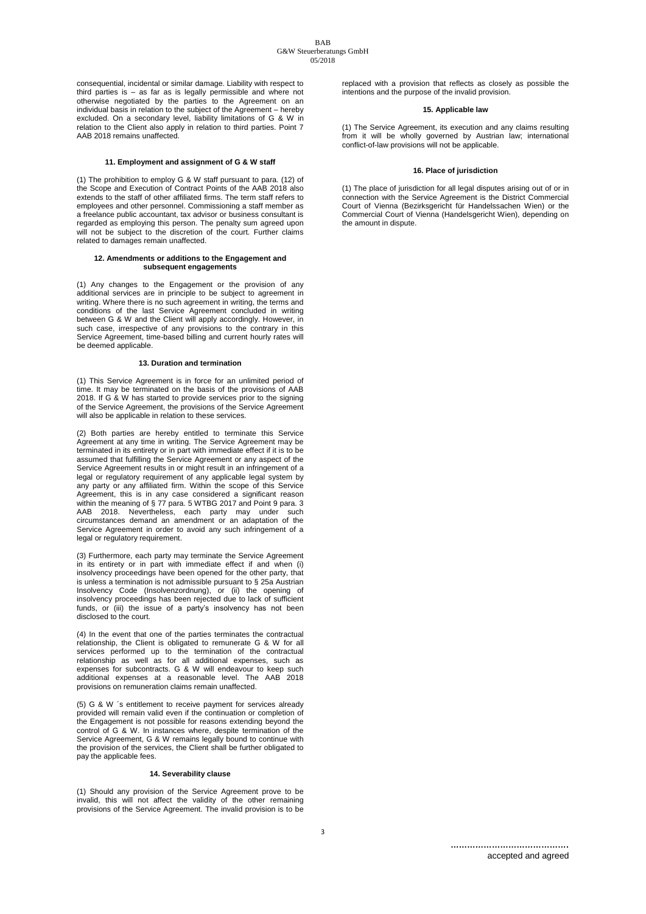consequential, incidental or similar damage. Liability with respect to third parties is – as far as is legally permissible and where not otherwise negotiated by the parties to the Agreement on an individual basis in relation to the subject of the Agreement – hereby excluded. On a secondary level, liability limitations of G & W in relation to the Client also apply in relation to third parties. Point 7 AAB 2018 remains unaffected.

### 11. Employment and assignment of G & W staff

(1) The prohibition to employ G & W staff pursuant to para. (12) of the Scope and Execution of Contract Points of the AAB 2018 also extends to the staff of other affiliated firms. The term staff refers to employees and other personnel. Commissioning a staff member as a freelance public accountant, tax advisor or business consultant is regarded as employing this person. The penalty sum agreed upon will not be subject to the discretion of the court. Further claims related to damages remain unaffected.

### 12. Amendments or additions to the Engagement and subsequent engagements

(1) Any changes to the Engagement or the provision of any additional services are in principle to be subject to agreement in writing. Where there is no such agreement in writing, the terms and conditions of the last Service Agreement concluded in writing between G & W and the Client will apply accordingly. However, in such case, irrespective of any provisions to the contrary in this Service Agreement, time-based billing and current hourly rates will be deemed applicable.

### 13. Duration and termination

(1) This Service Agreement is in force for an unlimited period of time. It may be terminated on the basis of the provisions of AAB 2018. If G & W has started to provide services prior to the signing of the Service Agreement, the provisions of the Service Agreement will also be applicable in relation to these services.

(2) Both parties are hereby entitled to terminate this Service Agreement at any time in writing. The Service Agreement may be terminated in its entirety or in part with immediate effect if it is to be assumed that fulfilling the Service Agreement or any aspect of the Service Agreement results in or might result in an infringement of a legal or regulatory requirement of any applicable legal system by any party or any affiliated firm. Within the scope of this Service Agreement, this is in any case considered a significant reason within the meaning of § 77 para. 5 WTBG 2017 and Point 9 para. 3 AAB 2018. Nevertheless, each party may under such circumstances demand an amendment or an adaptation of the Service Agreement in order to avoid any such infringement of a legal or regulatory requirement.

(3) Furthermore, each party may terminate the Service Agreement in its entirety or in part with immediate effect if and when (i) insolvency proceedings have been opened for the other party, that is unless a termination is not admissible pursuant to § 25a Austrian Insolvency Code (Insolvenzordnung), or (ii) the opening of insolvency proceedings has been rejected due to lack of sufficient funds, or (iii) the issue of a party's insolvency has not been disclosed to the court.

(4) In the event that one of the parties terminates the contractual relationship, the Client is obligated to remunerate G & W for all services performed up to the termination of the contractual relationship as well as for all additional expenses, such as expenses for subcontracts. G & W will endeavour to keep such additional expenses at a reasonable level. The AAB 2018 provisions on remuneration claims remain unaffected.

(5) G & W ´s entitlement to receive payment for services already provided will remain valid even if the continuation or completion of the Engagement is not possible for reasons extending beyond the control of G & W. In instances where, despite termination of the Service Agreement, G & W remains legally bound to continue with the provision of the services, the Client shall be further obligated to pay the applicable fees.

### 14. Severability clause

(1) Should any provision of the Service Agreement prove to be invalid, this will not affect the validity of the other remaining provisions of the Service Agreement. The invalid provision is to be replaced with a provision that reflects as closely as possible the intentions and the purpose of the invalid provision.

### 15. Applicable law

(1) The Service Agreement, its execution and any claims resulting from it will be wholly governed by Austrian law; international conflict-of-law provisions will not be applicable.

### 16. Place of jurisdiction

(1) The place of jurisdiction for all legal disputes arising out of or in connection with the Service Agreement is the District Commercial Court of Vienna (Bezirksgericht für Handelssachen Wien) or the Commercial Court of Vienna (Handelsgericht Wien), depending on the amount in dispute.

……………………………………
accepted and agreed